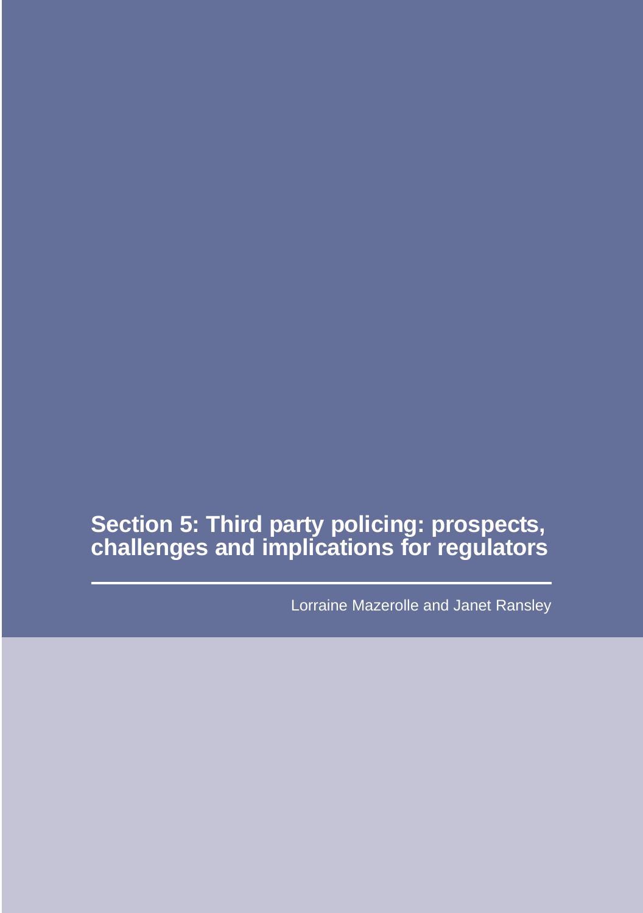# Section 5: Third party policing: prospects, challenges and implications for regulators

Lorraine Mazerolle and Janet Ransley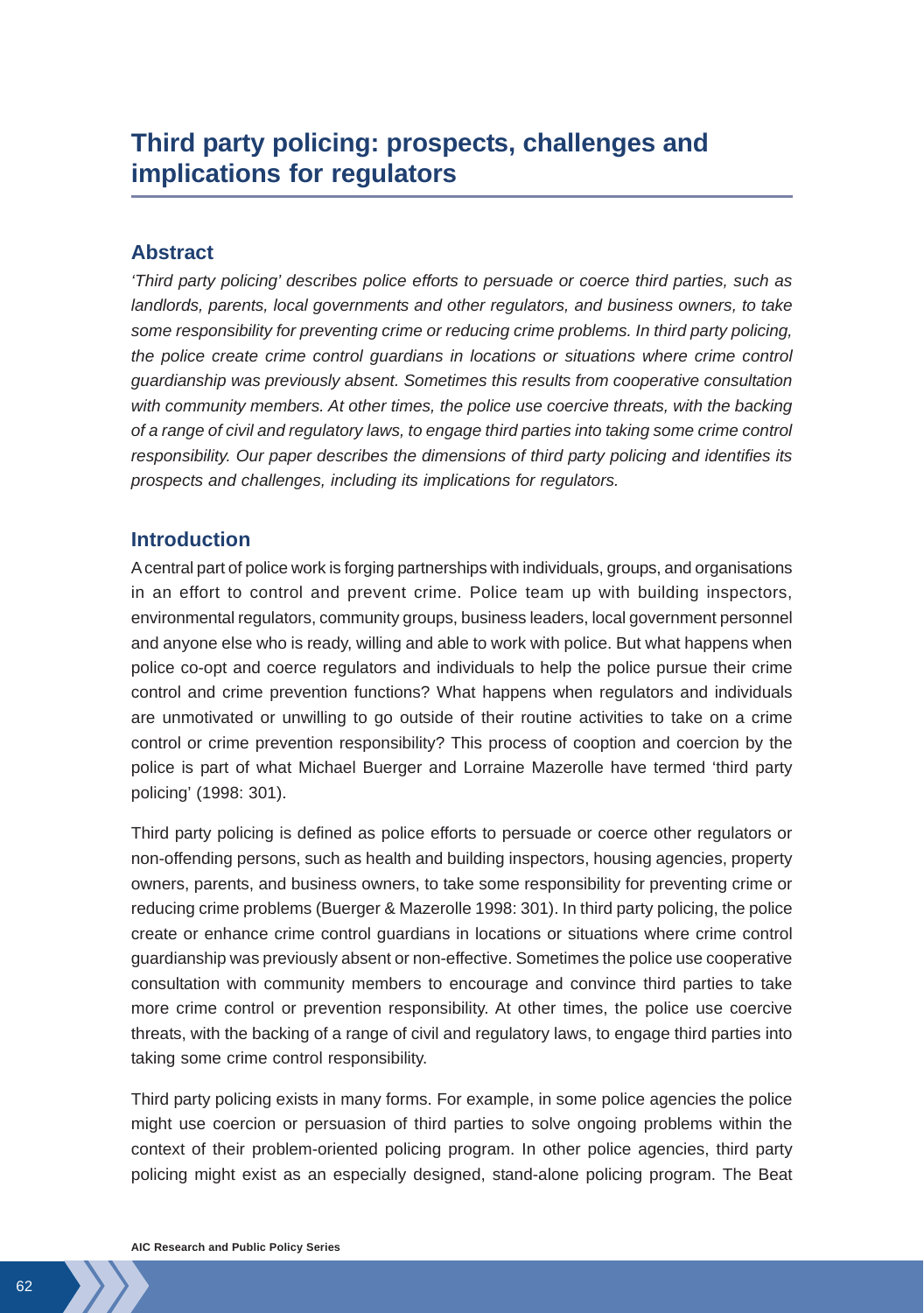# Third party policing: prospects, challenges and implications for regulators

## Abstract

*'Third party policing' describes police efforts to persuade or coerce third parties, such as landlords, parents, local governments and other regulators, and business owners, to take some responsibility for preventing crime or reducing crime problems. In third party policing, the police create crime control guardians in locations or situations where crime control guardianship was previously absent. Sometimes this results from cooperative consultation with community members. At other times, the police use coercive threats, with the backing of a range of civil and regulatory laws, to engage third parties into taking some crime control responsibility. Our paper describes the dimensions of third party policing and identifies its prospects and challenges, including its implications for regulators.*

## Introduction

A central part of police work is forging partnerships with individuals, groups, and organisations in an effort to control and prevent crime. Police team up with building inspectors, environmental regulators, community groups, business leaders, local government personnel and anyone else who is ready, willing and able to work with police. But what happens when police co-opt and coerce regulators and individuals to help the police pursue their crime control and crime prevention functions? What happens when regulators and individuals are unmotivated or unwilling to go outside of their routine activities to take on a crime control or crime prevention responsibility? This process of cooption and coercion by the police is part of what Michael Buerger and Lorraine Mazerolle have termed 'third party policing' (1998: 301).

Third party policing is defined as police efforts to persuade or coerce other regulators or non-offending persons, such as health and building inspectors, housing agencies, property owners, parents, and business owners, to take some responsibility for preventing crime or reducing crime problems (Buerger & Mazerolle 1998: 301). In third party policing, the police create or enhance crime control guardians in locations or situations where crime control guardianship was previously absent or non-effective. Sometimes the police use cooperative consultation with community members to encourage and convince third parties to take more crime control or prevention responsibility. At other times, the police use coercive threats, with the backing of a range of civil and regulatory laws, to engage third parties into taking some crime control responsibility.

Third party policing exists in many forms. For example, in some police agencies the police might use coercion or persuasion of third parties to solve ongoing problems within the context of their problem-oriented policing program. In other police agencies, third party policing might exist as an especially designed, stand-alone policing program. The Beat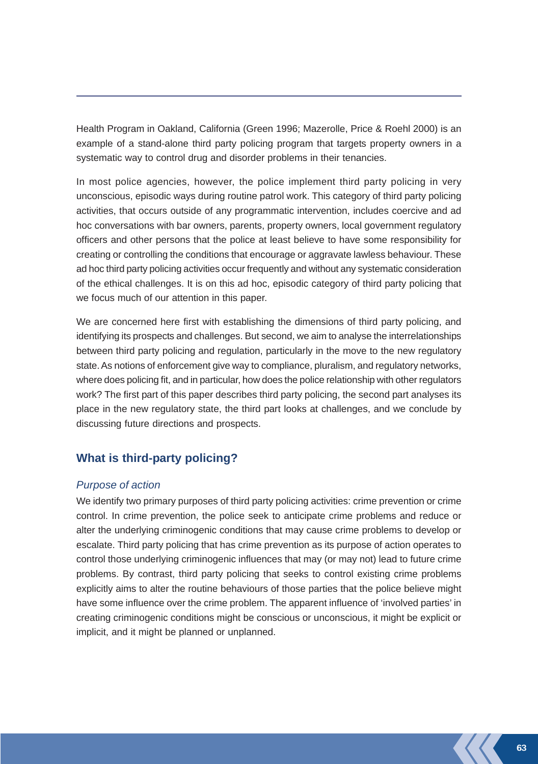Health Program in Oakland, California (Green 1996; Mazerolle, Price & Roehl 2000) is an example of a stand-alone third party policing program that targets property owners in a systematic way to control drug and disorder problems in their tenancies.

In most police agencies, however, the police implement third party policing in very unconscious, episodic ways during routine patrol work. This category of third party policing activities, that occurs outside of any programmatic intervention, includes coercive and ad hoc conversations with bar owners, parents, property owners, local government regulatory officers and other persons that the police at least believe to have some responsibility for creating or controlling the conditions that encourage or aggravate lawless behaviour. These ad hoc third party policing activities occur frequently and without any systematic consideration of the ethical challenges. It is on this ad hoc, episodic category of third party policing that we focus much of our attention in this paper.

We are concerned here first with establishing the dimensions of third party policing, and identifying its prospects and challenges. But second, we aim to analyse the interrelationships between third party policing and regulation, particularly in the move to the new regulatory state. As notions of enforcement give way to compliance, pluralism, and regulatory networks, where does policing fit, and in particular, how does the police relationship with other regulators work? The first part of this paper describes third party policing, the second part analyses its place in the new regulatory state, the third part looks at challenges, and we conclude by discussing future directions and prospects.

## What is third-party policing?

### *Purpose of action*

We identify two primary purposes of third party policing activities: crime prevention or crime control. In crime prevention, the police seek to anticipate crime problems and reduce or alter the underlying criminogenic conditions that may cause crime problems to develop or escalate. Third party policing that has crime prevention as its purpose of action operates to control those underlying criminogenic influences that may (or may not) lead to future crime problems. By contrast, third party policing that seeks to control existing crime problems explicitly aims to alter the routine behaviours of those parties that the police believe might have some influence over the crime problem. The apparent influence of 'involved parties' in creating criminogenic conditions might be conscious or unconscious, it might be explicit or implicit, and it might be planned or unplanned.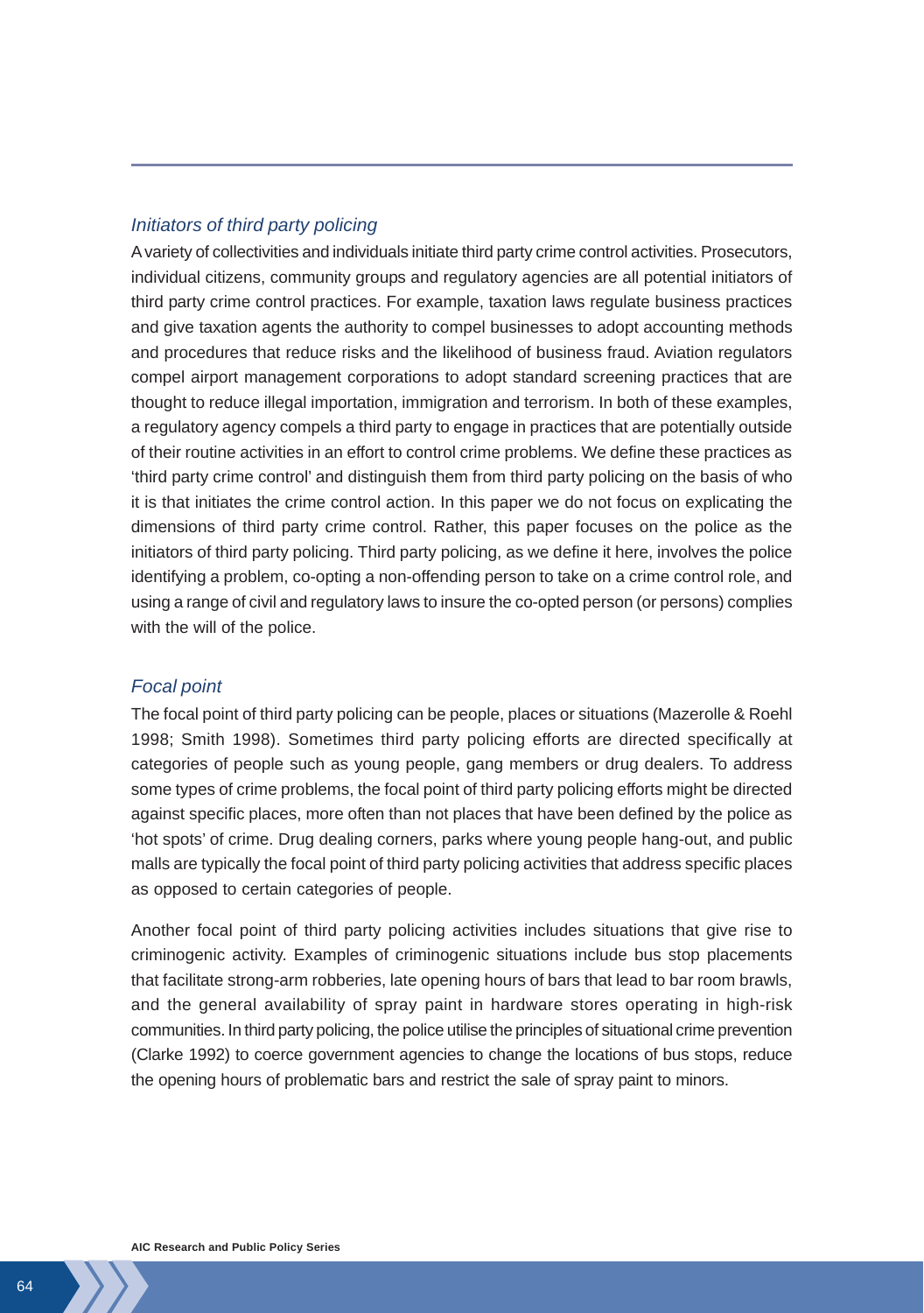### *Initiators of third party policing*

A variety of collectivities and individuals initiate third party crime control activities. Prosecutors, individual citizens, community groups and regulatory agencies are all potential initiators of third party crime control practices. For example, taxation laws regulate business practices and give taxation agents the authority to compel businesses to adopt accounting methods and procedures that reduce risks and the likelihood of business fraud. Aviation regulators compel airport management corporations to adopt standard screening practices that are thought to reduce illegal importation, immigration and terrorism. In both of these examples, a regulatory agency compels a third party to engage in practices that are potentially outside of their routine activities in an effort to control crime problems. We define these practices as 'third party crime control' and distinguish them from third party policing on the basis of who it is that initiates the crime control action. In this paper we do not focus on explicating the dimensions of third party crime control. Rather, this paper focuses on the police as the initiators of third party policing. Third party policing, as we define it here, involves the police identifying a problem, co-opting a non-offending person to take on a crime control role, and using a range of civil and regulatory laws to insure the co-opted person (or persons) complies with the will of the police.

### *Focal point*

The focal point of third party policing can be people, places or situations (Mazerolle & Roehl 1998; Smith 1998). Sometimes third party policing efforts are directed specifically at categories of people such as young people, gang members or drug dealers. To address some types of crime problems, the focal point of third party policing efforts might be directed against specific places, more often than not places that have been defined by the police as 'hot spots' of crime. Drug dealing corners, parks where young people hang-out, and public malls are typically the focal point of third party policing activities that address specific places as opposed to certain categories of people.

Another focal point of third party policing activities includes situations that give rise to criminogenic activity. Examples of criminogenic situations include bus stop placements that facilitate strong-arm robberies, late opening hours of bars that lead to bar room brawls, and the general availability of spray paint in hardware stores operating in high-risk communities. In third party policing, the police utilise the principles of situational crime prevention (Clarke 1992) to coerce government agencies to change the locations of bus stops, reduce the opening hours of problematic bars and restrict the sale of spray paint to minors.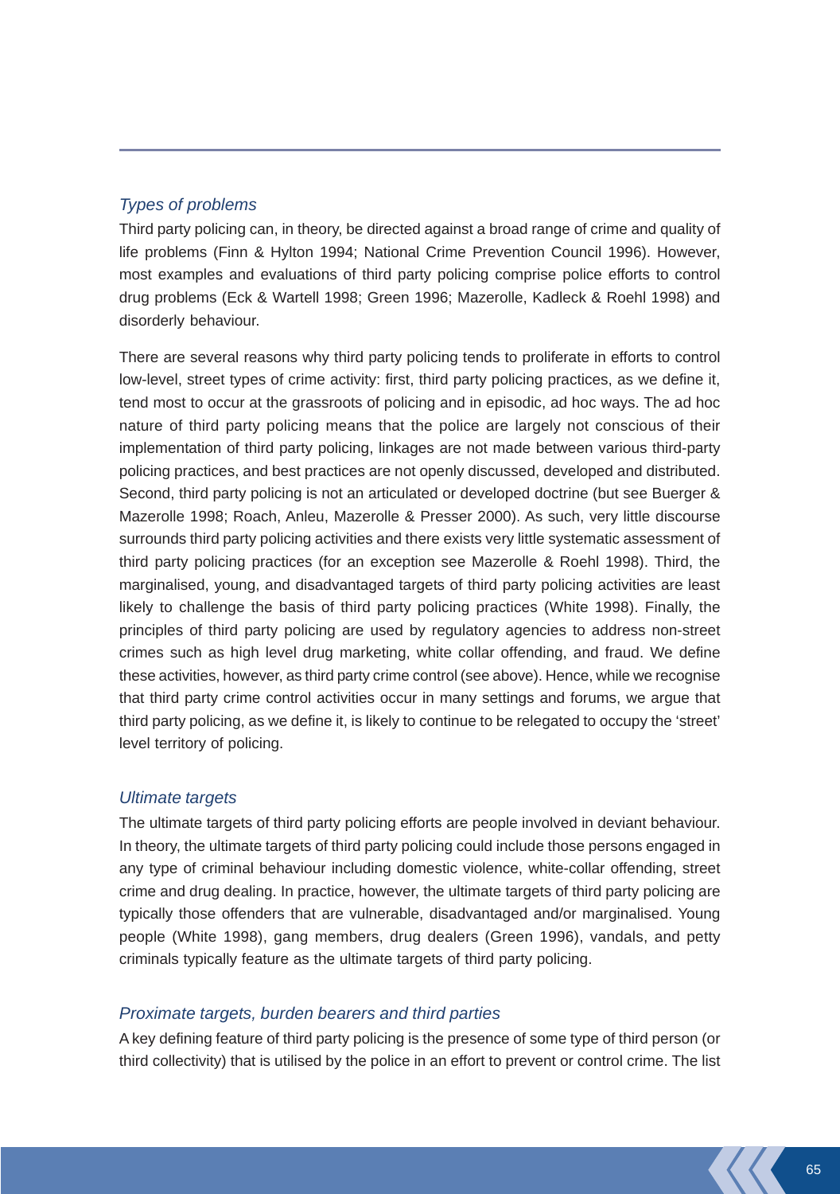### *Types of problems*

Third party policing can, in theory, be directed against a broad range of crime and quality of life problems (Finn & Hylton 1994; National Crime Prevention Council 1996). However, most examples and evaluations of third party policing comprise police efforts to control drug problems (Eck & Wartell 1998; Green 1996; Mazerolle, Kadleck & Roehl 1998) and disorderly behaviour.

There are several reasons why third party policing tends to proliferate in efforts to control low-level, street types of crime activity: first, third party policing practices, as we define it, tend most to occur at the grassroots of policing and in episodic, ad hoc ways. The ad hoc nature of third party policing means that the police are largely not conscious of their implementation of third party policing, linkages are not made between various third-party policing practices, and best practices are not openly discussed, developed and distributed. Second, third party policing is not an articulated or developed doctrine (but see Buerger & Mazerolle 1998; Roach, Anleu, Mazerolle & Presser 2000). As such, very little discourse surrounds third party policing activities and there exists very little systematic assessment of third party policing practices (for an exception see Mazerolle & Roehl 1998). Third, the marginalised, young, and disadvantaged targets of third party policing activities are least likely to challenge the basis of third party policing practices (White 1998). Finally, the principles of third party policing are used by regulatory agencies to address non-street crimes such as high level drug marketing, white collar offending, and fraud. We define these activities, however, as third party crime control (see above). Hence, while we recognise that third party crime control activities occur in many settings and forums, we argue that third party policing, as we define it, is likely to continue to be relegated to occupy the 'street' level territory of policing.

### *Ultimate targets*

The ultimate targets of third party policing efforts are people involved in deviant behaviour. In theory, the ultimate targets of third party policing could include those persons engaged in any type of criminal behaviour including domestic violence, white-collar offending, street crime and drug dealing. In practice, however, the ultimate targets of third party policing are typically those offenders that are vulnerable, disadvantaged and/or marginalised. Young people (White 1998), gang members, drug dealers (Green 1996), vandals, and petty criminals typically feature as the ultimate targets of third party policing.

### *Proximate targets, burden bearers and third parties*

A key defining feature of third party policing is the presence of some type of third person (or third collectivity) that is utilised by the police in an effort to prevent or control crime. The list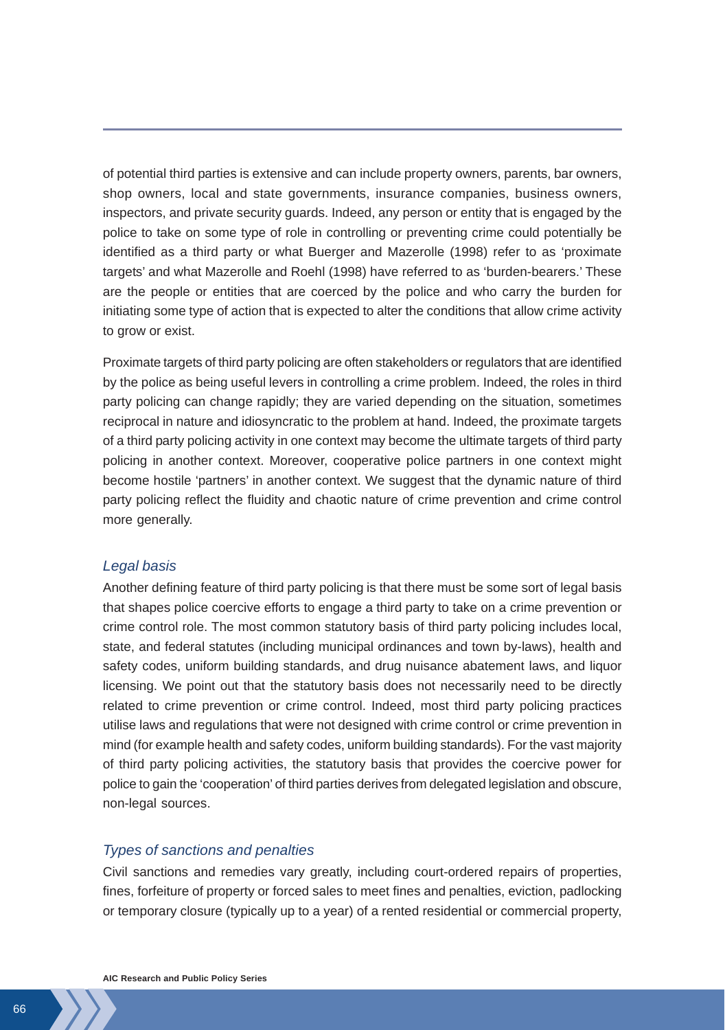of potential third parties is extensive and can include property owners, parents, bar owners, shop owners, local and state governments, insurance companies, business owners, inspectors, and private security guards. Indeed, any person or entity that is engaged by the police to take on some type of role in controlling or preventing crime could potentially be identified as a third party or what Buerger and Mazerolle (1998) refer to as 'proximate targets' and what Mazerolle and Roehl (1998) have referred to as 'burden-bearers.' These are the people or entities that are coerced by the police and who carry the burden for initiating some type of action that is expected to alter the conditions that allow crime activity to grow or exist.

Proximate targets of third party policing are often stakeholders or regulators that are identified by the police as being useful levers in controlling a crime problem. Indeed, the roles in third party policing can change rapidly; they are varied depending on the situation, sometimes reciprocal in nature and idiosyncratic to the problem at hand. Indeed, the proximate targets of a third party policing activity in one context may become the ultimate targets of third party policing in another context. Moreover, cooperative police partners in one context might become hostile 'partners' in another context. We suggest that the dynamic nature of third party policing reflect the fluidity and chaotic nature of crime prevention and crime control more generally.

### *Legal basis*

Another defining feature of third party policing is that there must be some sort of legal basis that shapes police coercive efforts to engage a third party to take on a crime prevention or crime control role. The most common statutory basis of third party policing includes local, state, and federal statutes (including municipal ordinances and town by-laws), health and safety codes, uniform building standards, and drug nuisance abatement laws, and liquor licensing. We point out that the statutory basis does not necessarily need to be directly related to crime prevention or crime control. Indeed, most third party policing practices utilise laws and regulations that were not designed with crime control or crime prevention in mind (for example health and safety codes, uniform building standards). For the vast majority of third party policing activities, the statutory basis that provides the coercive power for police to gain the 'cooperation' of third parties derives from delegated legislation and obscure, non-legal sources.

### *Types of sanctions and penalties*

Civil sanctions and remedies vary greatly, including court-ordered repairs of properties, fines, forfeiture of property or forced sales to meet fines and penalties, eviction, padlocking or temporary closure (typically up to a year) of a rented residential or commercial property,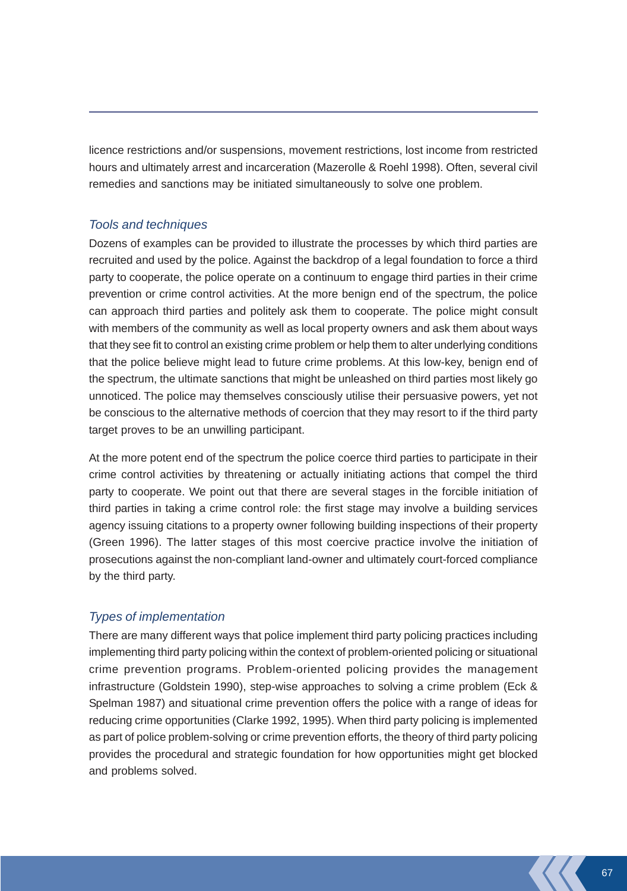licence restrictions and/or suspensions, movement restrictions, lost income from restricted hours and ultimately arrest and incarceration (Mazerolle & Roehl 1998). Often, several civil remedies and sanctions may be initiated simultaneously to solve one problem.

### *Tools and techniques*

Dozens of examples can be provided to illustrate the processes by which third parties are recruited and used by the police. Against the backdrop of a legal foundation to force a third party to cooperate, the police operate on a continuum to engage third parties in their crime prevention or crime control activities. At the more benign end of the spectrum, the police can approach third parties and politely ask them to cooperate. The police might consult with members of the community as well as local property owners and ask them about ways that they see fit to control an existing crime problem or help them to alter underlying conditions that the police believe might lead to future crime problems. At this low-key, benign end of the spectrum, the ultimate sanctions that might be unleashed on third parties most likely go unnoticed. The police may themselves consciously utilise their persuasive powers, yet not be conscious to the alternative methods of coercion that they may resort to if the third party target proves to be an unwilling participant.

At the more potent end of the spectrum the police coerce third parties to participate in their crime control activities by threatening or actually initiating actions that compel the third party to cooperate. We point out that there are several stages in the forcible initiation of third parties in taking a crime control role: the first stage may involve a building services agency issuing citations to a property owner following building inspections of their property (Green 1996). The latter stages of this most coercive practice involve the initiation of prosecutions against the non-compliant land-owner and ultimately court-forced compliance by the third party.

### *Types of implementation*

There are many different ways that police implement third party policing practices including implementing third party policing within the context of problem-oriented policing or situational crime prevention programs. Problem-oriented policing provides the management infrastructure (Goldstein 1990), step-wise approaches to solving a crime problem (Eck & Spelman 1987) and situational crime prevention offers the police with a range of ideas for reducing crime opportunities (Clarke 1992, 1995). When third party policing is implemented as part of police problem-solving or crime prevention efforts, the theory of third party policing provides the procedural and strategic foundation for how opportunities might get blocked and problems solved.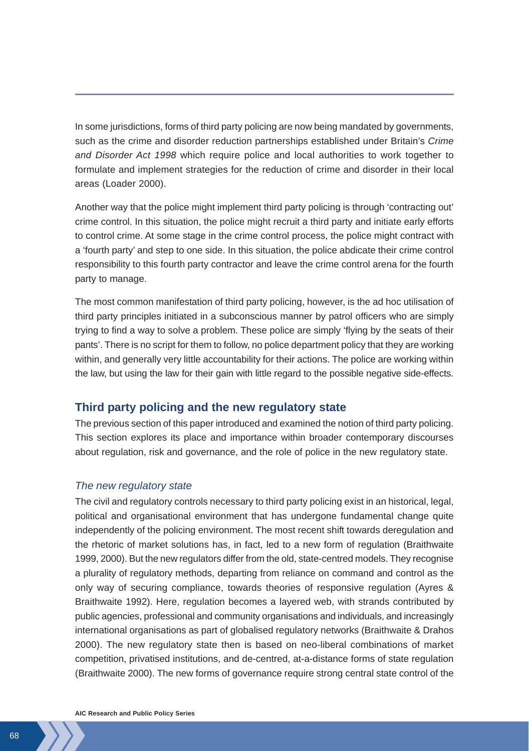In some jurisdictions, forms of third party policing are now being mandated by governments, such as the crime and disorder reduction partnerships established under Britain's *Crime and Disorder Act 1998* which require police and local authorities to work together to formulate and implement strategies for the reduction of crime and disorder in their local areas (Loader 2000).

Another way that the police might implement third party policing is through 'contracting out' crime control. In this situation, the police might recruit a third party and initiate early efforts to control crime. At some stage in the crime control process, the police might contract with a 'fourth party' and step to one side. In this situation, the police abdicate their crime control responsibility to this fourth party contractor and leave the crime control arena for the fourth party to manage.

The most common manifestation of third party policing, however, is the ad hoc utilisation of third party principles initiated in a subconscious manner by patrol officers who are simply trying to find a way to solve a problem. These police are simply 'flying by the seats of their pants'. There is no script for them to follow, no police department policy that they are working within, and generally very little accountability for their actions. The police are working within the law, but using the law for their gain with little regard to the possible negative side-effects.

## Third party policing and the new regulatory state

The previous section of this paper introduced and examined the notion of third party policing. This section explores its place and importance within broader contemporary discourses about regulation, risk and governance, and the role of police in the new regulatory state.

### *The new regulatory state*

The civil and regulatory controls necessary to third party policing exist in an historical, legal, political and organisational environment that has undergone fundamental change quite independently of the policing environment. The most recent shift towards deregulation and the rhetoric of market solutions has, in fact, led to a new form of regulation (Braithwaite 1999, 2000). But the new regulators differ from the old, state-centred models. They recognise a plurality of regulatory methods, departing from reliance on command and control as the only way of securing compliance, towards theories of responsive regulation (Ayres & Braithwaite 1992). Here, regulation becomes a layered web, with strands contributed by public agencies, professional and community organisations and individuals, and increasingly international organisations as part of globalised regulatory networks (Braithwaite & Drahos 2000). The new regulatory state then is based on neo-liberal combinations of market competition, privatised institutions, and de-centred, at-a-distance forms of state regulation (Braithwaite 2000). The new forms of governance require strong central state control of the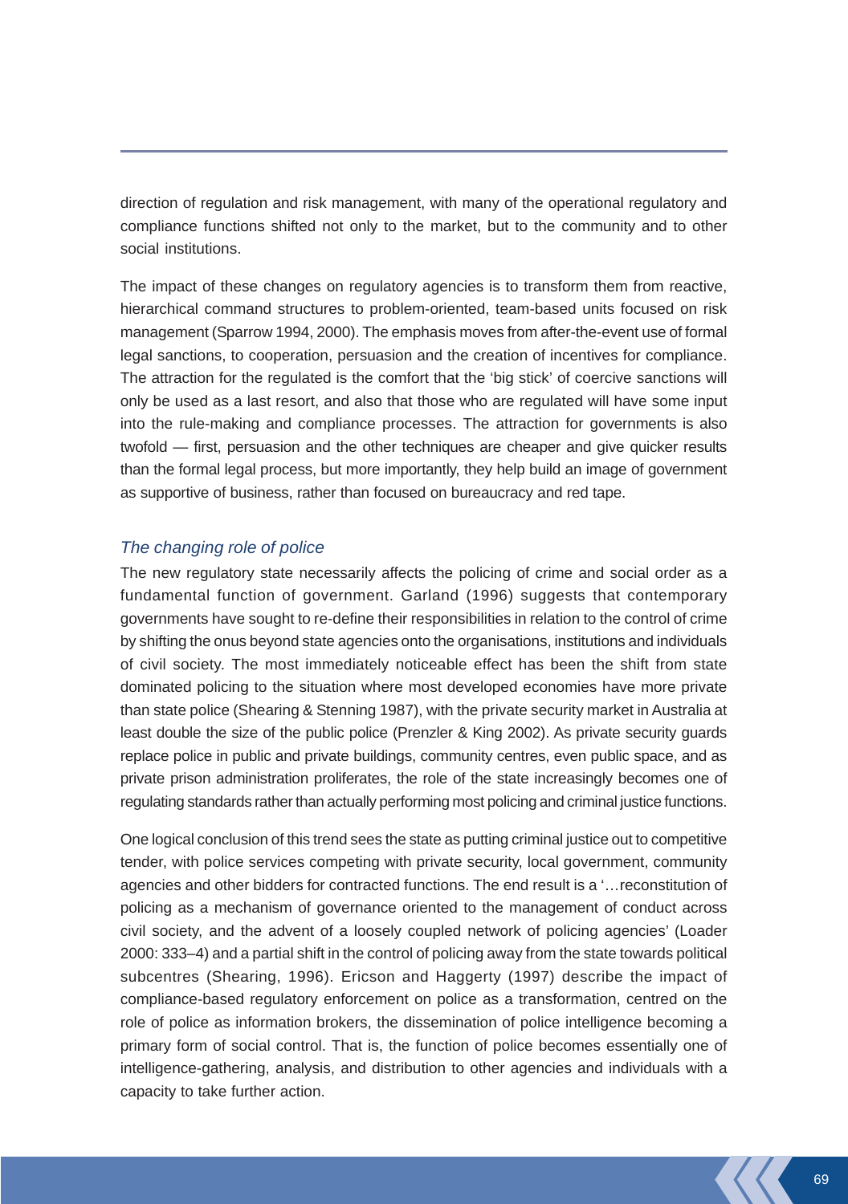direction of regulation and risk management, with many of the operational regulatory and compliance functions shifted not only to the market, but to the community and to other social institutions.

The impact of these changes on regulatory agencies is to transform them from reactive, hierarchical command structures to problem-oriented, team-based units focused on risk management (Sparrow 1994, 2000). The emphasis moves from after-the-event use of formal legal sanctions, to cooperation, persuasion and the creation of incentives for compliance. The attraction for the regulated is the comfort that the 'big stick' of coercive sanctions will only be used as a last resort, and also that those who are regulated will have some input into the rule-making and compliance processes. The attraction for governments is also twofold — first, persuasion and the other techniques are cheaper and give quicker results than the formal legal process, but more importantly, they help build an image of government as supportive of business, rather than focused on bureaucracy and red tape.

### *The changing role of police*

The new regulatory state necessarily affects the policing of crime and social order as a fundamental function of government. Garland (1996) suggests that contemporary governments have sought to re-define their responsibilities in relation to the control of crime by shifting the onus beyond state agencies onto the organisations, institutions and individuals of civil society. The most immediately noticeable effect has been the shift from state dominated policing to the situation where most developed economies have more private than state police (Shearing & Stenning 1987), with the private security market in Australia at least double the size of the public police (Prenzler & King 2002). As private security guards replace police in public and private buildings, community centres, even public space, and as private prison administration proliferates, the role of the state increasingly becomes one of regulating standards rather than actually performing most policing and criminal justice functions.

One logical conclusion of this trend sees the state as putting criminal justice out to competitive tender, with police services competing with private security, local government, community agencies and other bidders for contracted functions. The end result is a '…reconstitution of policing as a mechanism of governance oriented to the management of conduct across civil society, and the advent of a loosely coupled network of policing agencies' (Loader 2000: 333–4) and a partial shift in the control of policing away from the state towards political subcentres (Shearing, 1996). Ericson and Haggerty (1997) describe the impact of compliance-based regulatory enforcement on police as a transformation, centred on the role of police as information brokers, the dissemination of police intelligence becoming a primary form of social control. That is, the function of police becomes essentially one of intelligence-gathering, analysis, and distribution to other agencies and individuals with a capacity to take further action.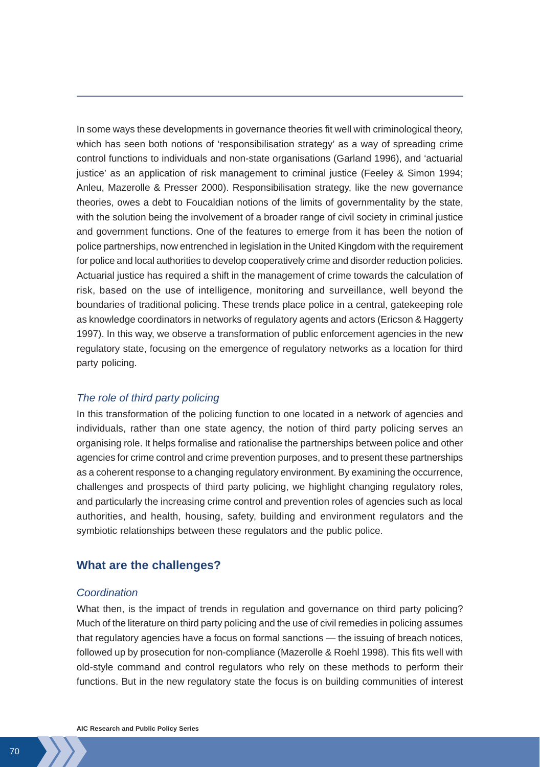In some ways these developments in governance theories fit well with criminological theory, which has seen both notions of 'responsibilisation strategy' as a way of spreading crime control functions to individuals and non-state organisations (Garland 1996), and 'actuarial justice' as an application of risk management to criminal justice (Feeley & Simon 1994; Anleu, Mazerolle & Presser 2000). Responsibilisation strategy, like the new governance theories, owes a debt to Foucaldian notions of the limits of governmentality by the state, with the solution being the involvement of a broader range of civil society in criminal justice and government functions. One of the features to emerge from it has been the notion of police partnerships, now entrenched in legislation in the United Kingdom with the requirement for police and local authorities to develop cooperatively crime and disorder reduction policies. Actuarial justice has required a shift in the management of crime towards the calculation of risk, based on the use of intelligence, monitoring and surveillance, well beyond the boundaries of traditional policing. These trends place police in a central, gatekeeping role as knowledge coordinators in networks of regulatory agents and actors (Ericson & Haggerty 1997). In this way, we observe a transformation of public enforcement agencies in the new regulatory state, focusing on the emergence of regulatory networks as a location for third party policing.

### *The role of third party policing*

In this transformation of the policing function to one located in a network of agencies and individuals, rather than one state agency, the notion of third party policing serves an organising role. It helps formalise and rationalise the partnerships between police and other agencies for crime control and crime prevention purposes, and to present these partnerships as a coherent response to a changing regulatory environment. By examining the occurrence, challenges and prospects of third party policing, we highlight changing regulatory roles, and particularly the increasing crime control and prevention roles of agencies such as local authorities, and health, housing, safety, building and environment regulators and the symbiotic relationships between these regulators and the public police.

## What are the challenges?

### *Coordination*

What then, is the impact of trends in regulation and governance on third party policing? Much of the literature on third party policing and the use of civil remedies in policing assumes that regulatory agencies have a focus on formal sanctions — the issuing of breach notices, followed up by prosecution for non-compliance (Mazerolle & Roehl 1998). This fits well with old-style command and control regulators who rely on these methods to perform their functions. But in the new regulatory state the focus is on building communities of interest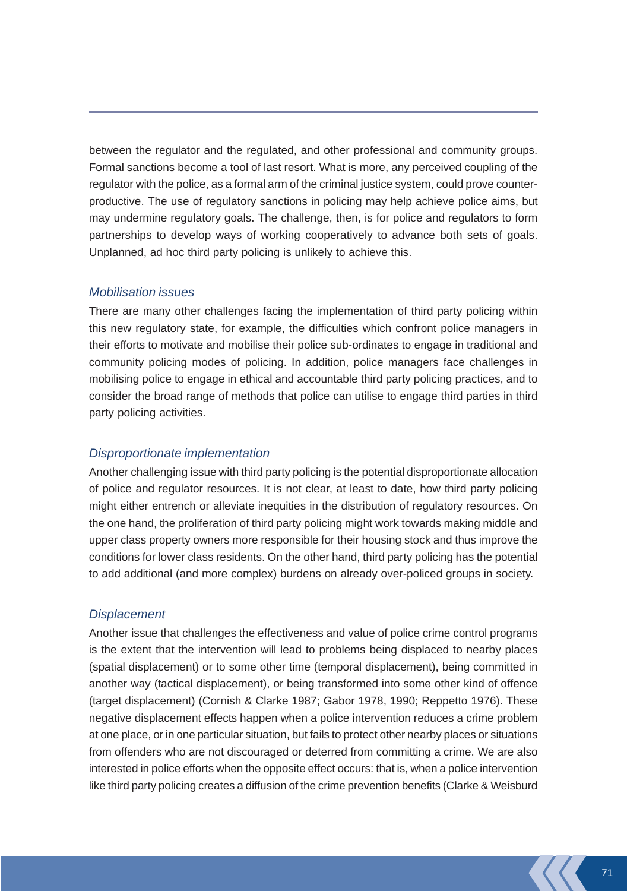between the regulator and the regulated, and other professional and community groups. Formal sanctions become a tool of last resort. What is more, any perceived coupling of the regulator with the police, as a formal arm of the criminal justice system, could prove counter-productive. The use of regulatory sanctions in policing may help achieve police aims, but may undermine regulatory goals. The challenge, then, is for police and regulators to form partnerships to develop ways of working cooperatively to advance both sets of goals. Unplanned, ad hoc third party policing is unlikely to achieve this.

### *Mobilisation issues*

There are many other challenges facing the implementation of third party policing within this new regulatory state, for example, the difficulties which confront police managers in their efforts to motivate and mobilise their police sub-ordinates to engage in traditional and community policing modes of policing. In addition, police managers face challenges in mobilising police to engage in ethical and accountable third party policing practices, and to consider the broad range of methods that police can utilise to engage third parties in third party policing activities.

### *Disproportionate implementation*

Another challenging issue with third party policing is the potential disproportionate allocation of police and regulator resources. It is not clear, at least to date, how third party policing might either entrench or alleviate inequities in the distribution of regulatory resources. On the one hand, the proliferation of third party policing might work towards making middle and upper class property owners more responsible for their housing stock and thus improve the conditions for lower class residents. On the other hand, third party policing has the potential to add additional (and more complex) burdens on already over-policed groups in society.

### *Displacement*

Another issue that challenges the effectiveness and value of police crime control programs is the extent that the intervention will lead to problems being displaced to nearby places (spatial displacement) or to some other time (temporal displacement), being committed in another way (tactical displacement), or being transformed into some other kind of offence (target displacement) (Cornish & Clarke 1987; Gabor 1978, 1990; Reppetto 1976). These negative displacement effects happen when a police intervention reduces a crime problem at one place, or in one particular situation, but fails to protect other nearby places or situations from offenders who are not discouraged or deterred from committing a crime. We are also interested in police efforts when the opposite effect occurs: that is, when a police intervention like third party policing creates a diffusion of the crime prevention benefits (Clarke & Weisburd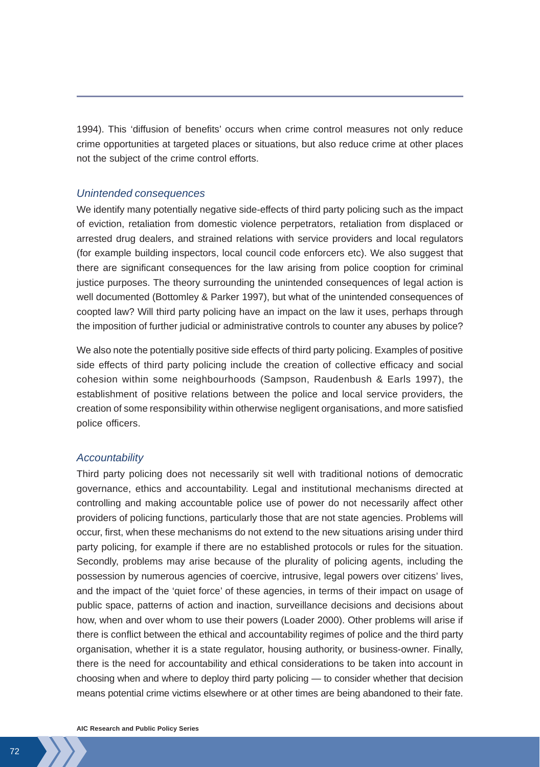1994). This 'diffusion of benefits' occurs when crime control measures not only reduce crime opportunities at targeted places or situations, but also reduce crime at other places not the subject of the crime control efforts.

### *Unintended consequences*

We identify many potentially negative side-effects of third party policing such as the impact of eviction, retaliation from domestic violence perpetrators, retaliation from displaced or arrested drug dealers, and strained relations with service providers and local regulators (for example building inspectors, local council code enforcers etc). We also suggest that there are significant consequences for the law arising from police cooption for criminal justice purposes. The theory surrounding the unintended consequences of legal action is well documented (Bottomley & Parker 1997), but what of the unintended consequences of coopted law? Will third party policing have an impact on the law it uses, perhaps through the imposition of further judicial or administrative controls to counter any abuses by police?

We also note the potentially positive side effects of third party policing. Examples of positive side effects of third party policing include the creation of collective efficacy and social cohesion within some neighbourhoods (Sampson, Raudenbush & Earls 1997), the establishment of positive relations between the police and local service providers, the creation of some responsibility within otherwise negligent organisations, and more satisfied police officers.

### *Accountability*

Third party policing does not necessarily sit well with traditional notions of democratic governance, ethics and accountability. Legal and institutional mechanisms directed at controlling and making accountable police use of power do not necessarily affect other providers of policing functions, particularly those that are not state agencies. Problems will occur, first, when these mechanisms do not extend to the new situations arising under third party policing, for example if there are no established protocols or rules for the situation. Secondly, problems may arise because of the plurality of policing agents, including the possession by numerous agencies of coercive, intrusive, legal powers over citizens' lives, and the impact of the 'quiet force' of these agencies, in terms of their impact on usage of public space, patterns of action and inaction, surveillance decisions and decisions about how, when and over whom to use their powers (Loader 2000). Other problems will arise if there is conflict between the ethical and accountability regimes of police and the third party organisation, whether it is a state regulator, housing authority, or business-owner. Finally, there is the need for accountability and ethical considerations to be taken into account in choosing when and where to deploy third party policing — to consider whether that decision means potential crime victims elsewhere or at other times are being abandoned to their fate.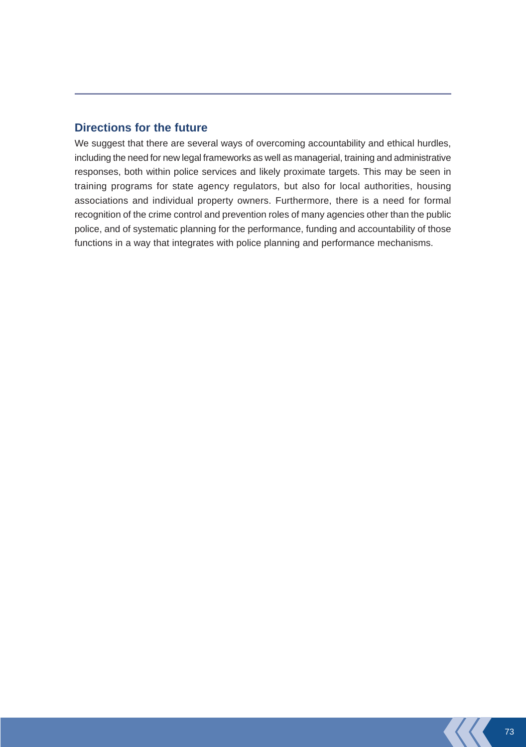## Directions for the future

We suggest that there are several ways of overcoming accountability and ethical hurdles, including the need for new legal frameworks as well as managerial, training and administrative responses, both within police services and likely proximate targets. This may be seen in training programs for state agency regulators, but also for local authorities, housing associations and individual property owners. Furthermore, there is a need for formal recognition of the crime control and prevention roles of many agencies other than the public police, and of systematic planning for the performance, funding and accountability of those functions in a way that integrates with police planning and performance mechanisms.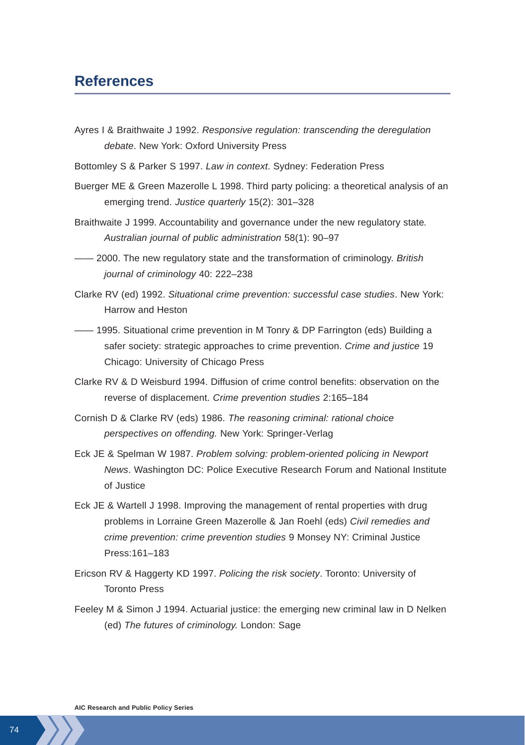## References

Ayres I & Braithwaite J 1992. *Responsive regulation: transcending the deregulation debate*. New York: Oxford University Press

Bottomley S & Parker S 1997. *Law in context*. Sydney: Federation Press

Buerger ME & Green Mazerolle L 1998. Third party policing: a theoretical analysis of an emerging trend. *Justice quarterly* 15(2): 301–328

Braithwaite J 1999. Accountability and governance under the new regulatory state. *Australian journal of public administration* 58(1): 90–97

—— 2000. The new regulatory state and the transformation of criminology. *British journal of criminology* 40: 222–238

Clarke RV (ed) 1992. *Situational crime prevention: successful case studies*. New York: Harrow and Heston

—— 1995. Situational crime prevention in M Tonry & DP Farrington (eds) Building a safer society: strategic approaches to crime prevention. *Crime and justice* 19 Chicago: University of Chicago Press

Clarke RV & D Weisburd 1994. Diffusion of crime control benefits: observation on the reverse of displacement. *Crime prevention studies* 2:165–184

Cornish D & Clarke RV (eds) 1986. *The reasoning criminal: rational choice perspectives on offending.* New York: Springer-Verlag

Eck JE & Spelman W 1987. *Problem solving: problem-oriented policing in Newport News*. Washington DC: Police Executive Research Forum and National Institute of Justice

Eck JE & Wartell J 1998. Improving the management of rental properties with drug problems in Lorraine Green Mazerolle & Jan Roehl (eds) *Civil remedies and crime prevention: crime prevention studies* 9 Monsey NY: Criminal Justice Press:161–183

Ericson RV & Haggerty KD 1997. *Policing the risk society*. Toronto: University of Toronto Press

Feeley M & Simon J 1994. Actuarial justice: the emerging new criminal law in D Nelken (ed) *The futures of criminology.* London: Sage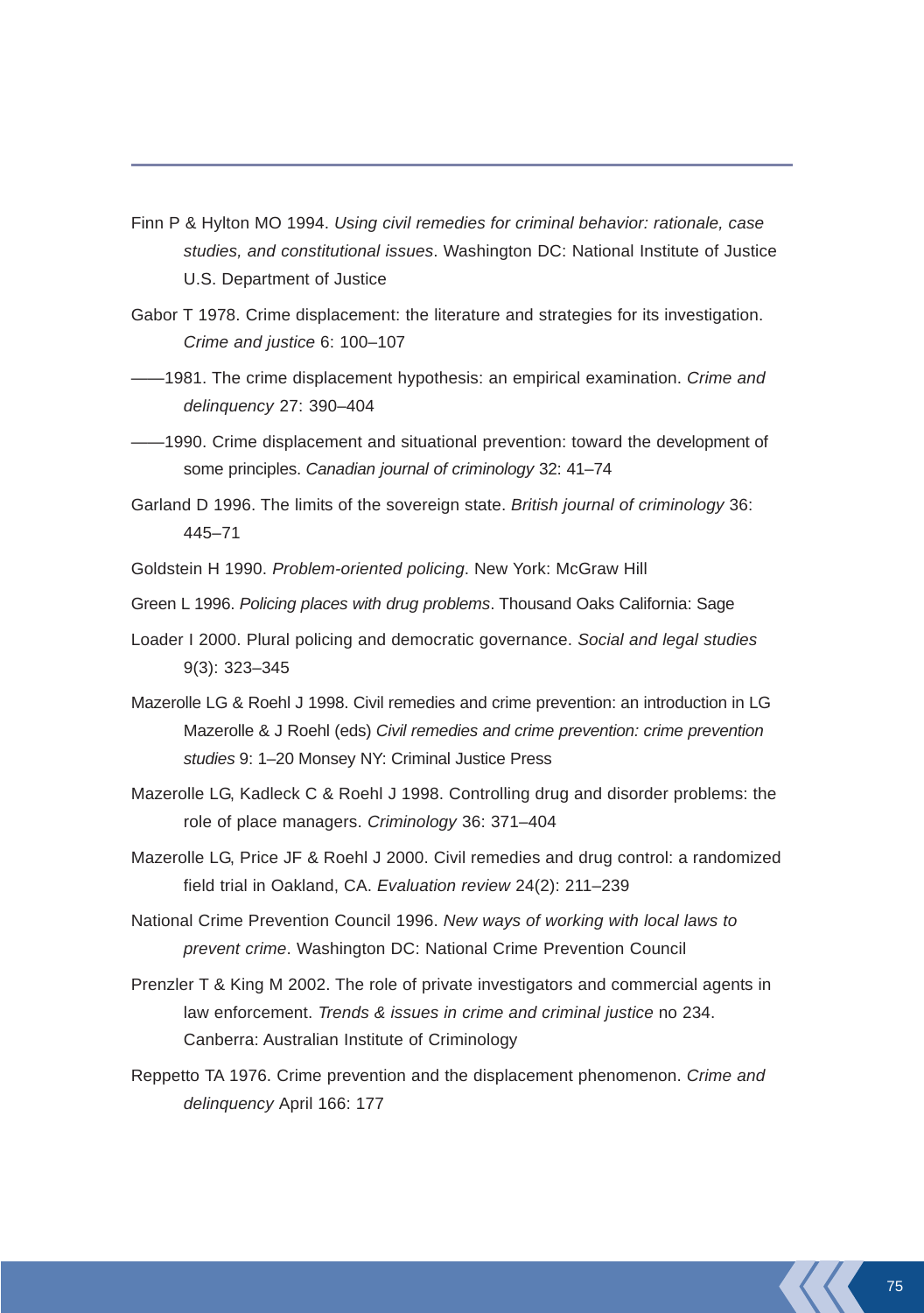Finn P & Hylton MO 1994. *Using civil remedies for criminal behavior: rationale, case studies, and constitutional issues*. Washington DC: National Institute of Justice U.S. Department of Justice

Gabor T 1978. Crime displacement: the literature and strategies for its investigation. *Crime and justice* 6: 100–107

——1981. The crime displacement hypothesis: an empirical examination. *Crime and delinquency* 27: 390–404

——1990. Crime displacement and situational prevention: toward the development of some principles. *Canadian journal of criminology* 32: 41–74

Garland D 1996. The limits of the sovereign state. *British journal of criminology* 36: 445–71

Goldstein H 1990. *Problem-oriented policing*. New York: McGraw Hill

Green L 1996. *Policing places with drug problems*. Thousand Oaks California: Sage

Loader I 2000. Plural policing and democratic governance. *Social and legal studies* 9(3): 323–345

Mazerolle LG & Roehl J 1998. Civil remedies and crime prevention: an introduction in LG Mazerolle & J Roehl (eds) *Civil remedies and crime prevention: crime prevention studies* 9: 1–20 Monsey NY: Criminal Justice Press

Mazerolle LG, Kadleck C & Roehl J 1998. Controlling drug and disorder problems: the role of place managers. *Criminology* 36: 371–404

Mazerolle LG, Price JF & Roehl J 2000. Civil remedies and drug control: a randomized field trial in Oakland, CA. *Evaluation review* 24(2): 211–239

National Crime Prevention Council 1996. *New ways of working with local laws to prevent crime*. Washington DC: National Crime Prevention Council

Prenzler T & King M 2002. The role of private investigators and commercial agents in law enforcement. *Trends & issues in crime and criminal justice* no 234. Canberra: Australian Institute of Criminology

Reppetto TA 1976. Crime prevention and the displacement phenomenon. *Crime and delinquency* April 166: 177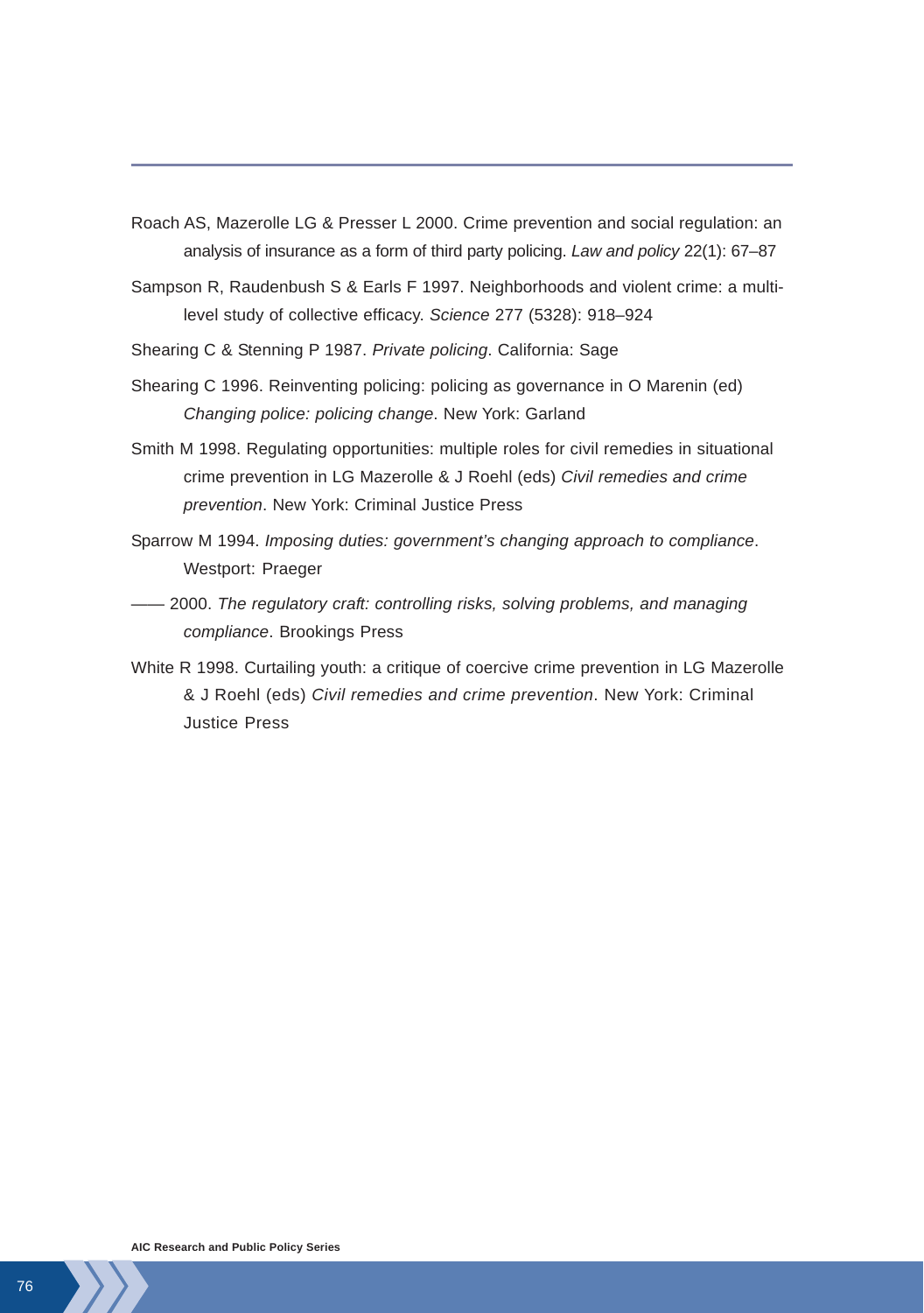Roach AS, Mazerolle LG & Presser L 2000. Crime prevention and social regulation: an analysis of insurance as a form of third party policing. *Law and policy* 22(1): 67–87

Sampson R, Raudenbush S & Earls F 1997. Neighborhoods and violent crime: a multi-level study of collective efficacy. *Science* 277 (5328): 918–924

Shearing C & Stenning P 1987. *Private policing*. California: Sage

Shearing C 1996. Reinventing policing: policing as governance in O Marenin (ed) *Changing police: policing change*. New York: Garland

Smith M 1998. Regulating opportunities: multiple roles for civil remedies in situational crime prevention in LG Mazerolle & J Roehl (eds) *Civil remedies and crime prevention*. New York: Criminal Justice Press

Sparrow M 1994. *Imposing duties: government's changing approach to compliance*. Westport: Praeger

—— 2000. *The regulatory craft: controlling risks, solving problems, and managing compliance*. Brookings Press

White R 1998. Curtailing youth: a critique of coercive crime prevention in LG Mazerolle & J Roehl (eds) *Civil remedies and crime prevention*. New York: Criminal Justice Press